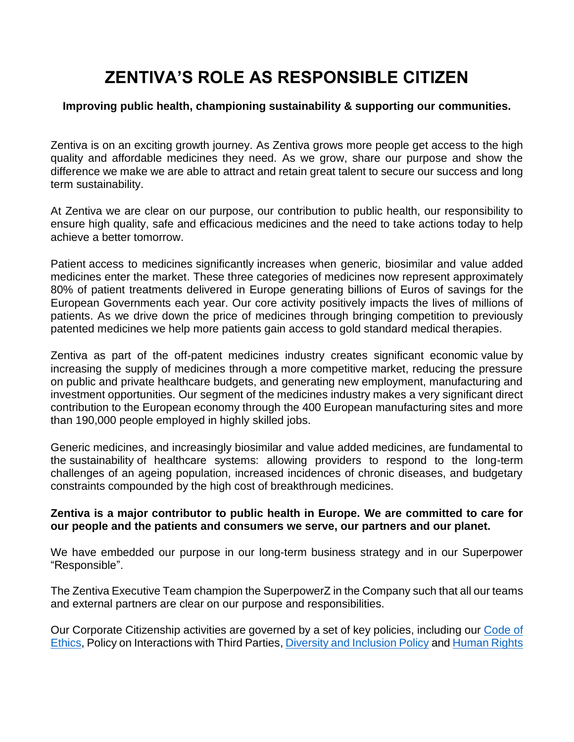# ZENTIVA'S ROLE AS RESPONSIBLE CITIZEN

**Improving public health, championing sustainability & supporting our communities.**

Zentiva is on an exciting growth journey. As Zentiva grows more people get access to the high quality and affordable medicines they need. As we grow, share our purpose and show the difference we make we are able to attract and retain great talent to secure our success and long term sustainability.

At Zentiva we are clear on our purpose, our contribution to public health, our responsibility to ensure high quality, safe and efficacious medicines and the need to take actions today to help achieve a better tomorrow.

Patient access to medicines significantly increases when generic, biosimilar and value added medicines enter the market. These three categories of medicines now represent approximately 80% of patient treatments delivered in Europe generating billions of Euros of savings for the European Governments each year. Our core activity positively impacts the lives of millions of patients. As we drive down the price of medicines through bringing competition to previously patented medicines we help more patients gain access to gold standard medical therapies.

Zentiva as part of the off-patent medicines industry creates significant economic value by increasing the supply of medicines through a more competitive market, reducing the pressure on public and private healthcare budgets, and generating new employment, manufacturing and investment opportunities. Our segment of the medicines industry makes a very significant direct contribution to the European economy through the 400 European manufacturing sites and more than 190,000 people employed in highly skilled jobs.

Generic medicines, and increasingly biosimilar and value added medicines, are fundamental to the sustainability of healthcare systems: allowing providers to respond to the long-term challenges of an ageing population, increased incidences of chronic diseases, and budgetary constraints compounded by the high cost of breakthrough medicines.

**Zentiva is a major contributor to public health in Europe. We are committed to care for our people and the patients and consumers we serve, our partners and our planet.**

We have embedded our purpose in our long-term business strategy and in our Superpower "Responsible".

The Zentiva Executive Team champion the SuperpowerZ in the Company such that all our teams and external partners are clear on our purpose and responsibilities.

Our Corporate Citizenship activities are governed by a set of key policies, including our Code of Ethics, Policy on Interactions with Third Parties, Diversity and Inclusion Policy and Human Rights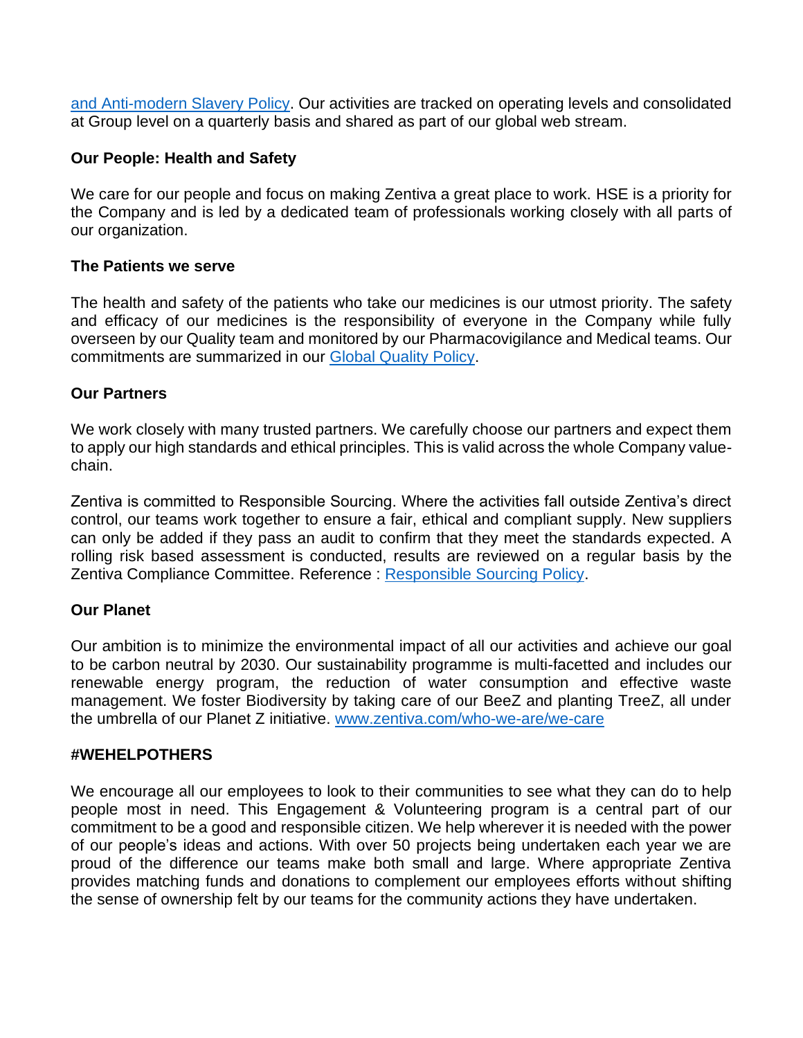and Anti-modern Slavery Policy. Our activities are tracked on operating levels and consolidated at Group level on a quarterly basis and shared as part of our global web stream.

**Our People: Health and Safety**

We care for our people and focus on making Zentiva a great place to work. HSE is a priority for the Company and is led by a dedicated team of professionals working closely with all parts of our organization.

**The Patients we serve**

The health and safety of the patients who take our medicines is our utmost priority. The safety and efficacy of our medicines is the responsibility of everyone in the Company while fully overseen by our Quality team and monitored by our Pharmacovigilance and Medical teams. Our commitments are summarized in our Global Quality Policy.

**Our Partners**

We work closely with many trusted partners. We carefully choose our partners and expect them to apply our high standards and ethical principles. This is valid across the whole Company value-chain.

Zentiva is committed to Responsible Sourcing. Where the activities fall outside Zentiva's direct control, our teams work together to ensure a fair, ethical and compliant supply. New suppliers can only be added if they pass an audit to confirm that they meet the standards expected. A rolling risk based assessment is conducted, results are reviewed on a regular basis by the Zentiva Compliance Committee. Reference : Responsible Sourcing Policy.

**Our Planet**

Our ambition is to minimize the environmental impact of all our activities and achieve our goal to be carbon neutral by 2030. Our sustainability programme is multi-facetted and includes our renewable energy program, the reduction of water consumption and effective waste management. We foster Biodiversity by taking care of our BeeZ and planting TreeZ, all under the umbrella of our Planet Z initiative. www.zentiva.com/who-we-are/we-care

**#WEHELPOTHERS**

We encourage all our employees to look to their communities to see what they can do to help people most in need. This Engagement & Volunteering program is a central part of our commitment to be a good and responsible citizen. We help wherever it is needed with the power of our people's ideas and actions. With over 50 projects being undertaken each year we are proud of the difference our teams make both small and large. Where appropriate Zentiva provides matching funds and donations to complement our employees efforts without shifting the sense of ownership felt by our teams for the community actions they have undertaken.